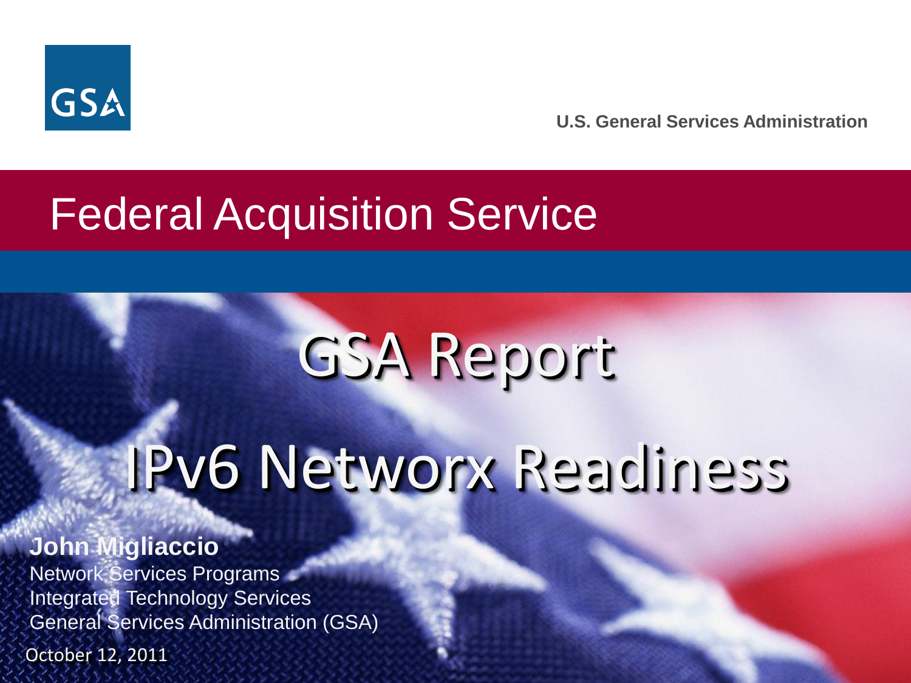GSA

U.S. General Services Administration

# Federal Acquisition Service

# GSA Report

# IPv6 Networx Readiness

**John Migliaccio**
Network Services Programs
Integrated Technology Services
General Services Administration (GSA)

October 12, 2011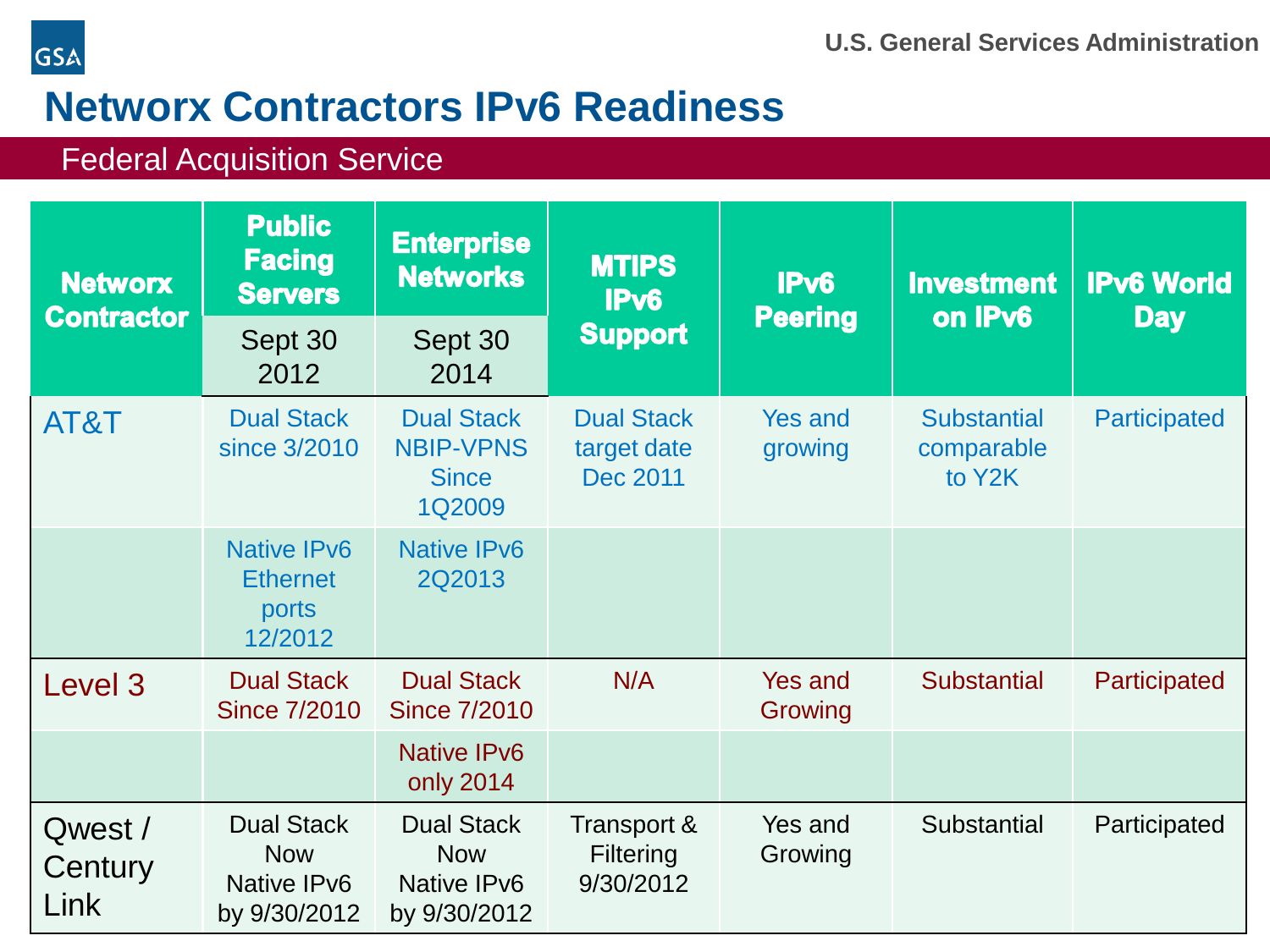# Networx Contractors IPv6 Readiness

## Federal Acquisition Service

| Networx Contractor | Public Facing Servers | Enterprise Networks | MTIPS IPv6 Support | IPv6 Peering | Investment on IPv6 | IPv6 World Day |
|---|---|---|---|---|---|---|
| | Sept 30 2012 | Sept 30 2014 | | | | |
| AT&T | Dual Stack since 3/2010 | Dual Stack NBIP-VPNS Since 1Q2009 | Dual Stack target date Dec 2011 | Yes and growing | Substantial comparable to Y2K | Participated |
| | Native IPv6 Ethernet ports 12/2012 | Native IPv6 2Q2013 | | | | |
| Level 3 | Dual Stack Since 7/2010 | Dual Stack Since 7/2010 | N/A | Yes and Growing | Substantial | Participated |
| | | Native IPv6 only 2014 | | | | |
| Qwest / Century Link | Dual Stack Now Native IPv6 by 9/30/2012 | Dual Stack Now Native IPv6 by 9/30/2012 | Transport & Filtering 9/30/2012 | Yes and Growing | Substantial | Participated |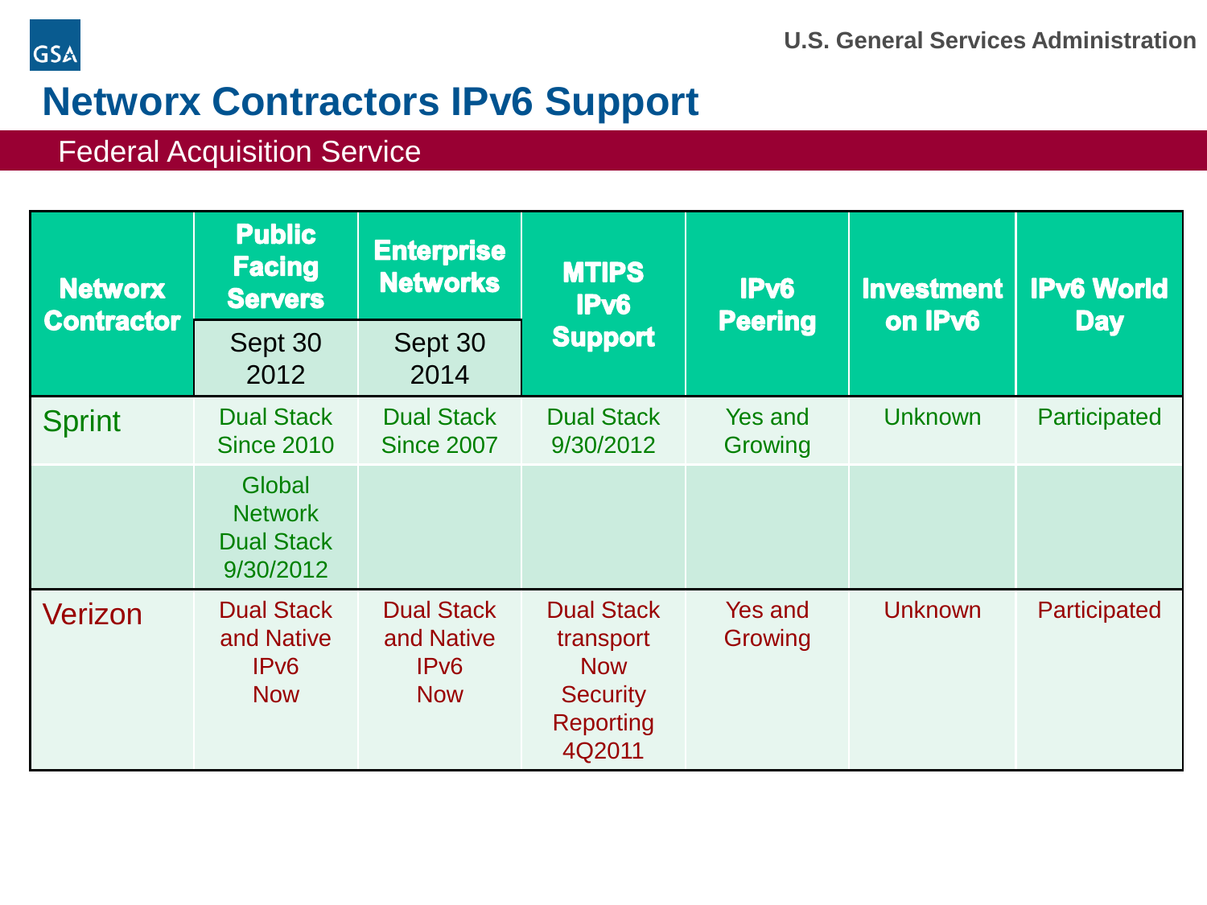# Networx Contractors IPv6 Support

Federal Acquisition Service

| Networx Contractor | Public Facing Servers | Enterprise Networks | MTIPS IPv6 Support | IPv6 Peering | Investment on IPv6 | IPv6 World Day |
|---|---|---|---|---|---|---|
| | Sept 30 2012 | Sept 30 2014 | | | | |
| Sprint | Dual Stack Since 2010 | Dual Stack Since 2007 | Dual Stack 9/30/2012 | Yes and Growing | Unknown | Participated |
| | Global Network Dual Stack 9/30/2012 | | | | | |
| Verizon | Dual Stack and Native IPv6 Now | Dual Stack and Native IPv6 Now | Dual Stack transport Now Security Reporting 4Q2011 | Yes and Growing | Unknown | Participated |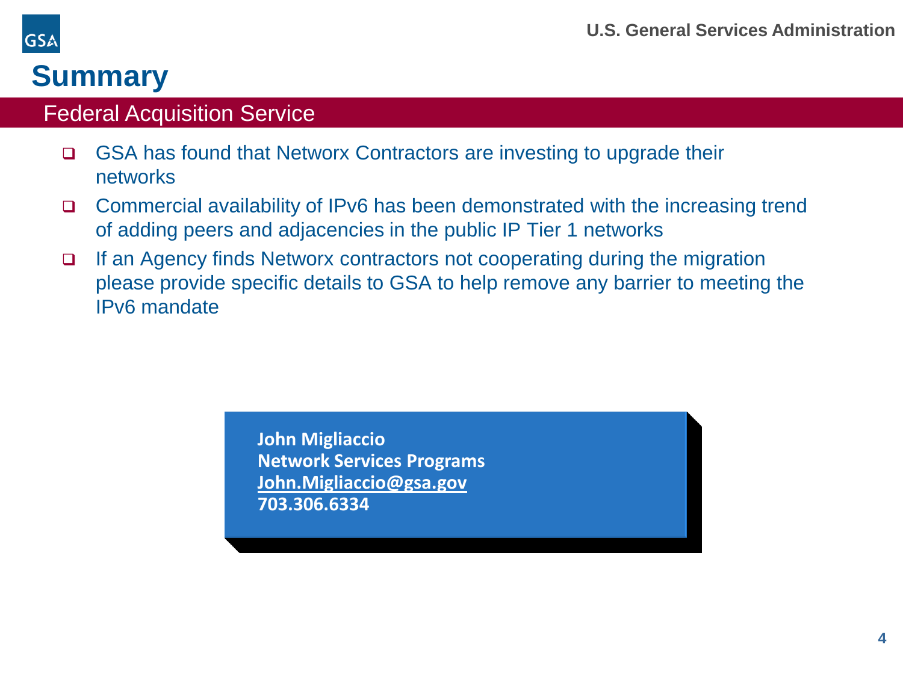# Summary

## Federal Acquisition Service

- GSA has found that Networx Contractors are investing to upgrade their networks
- Commercial availability of IPv6 has been demonstrated with the increasing trend of adding peers and adjacencies in the public IP Tier 1 networks
- If an Agency finds Networx contractors not cooperating during the migration please provide specific details to GSA to help remove any barrier to meeting the IPv6 mandate

**John Migliaccio**
**Network Services Programs**
**John.Migliaccio@gsa.gov**
**703.306.6334**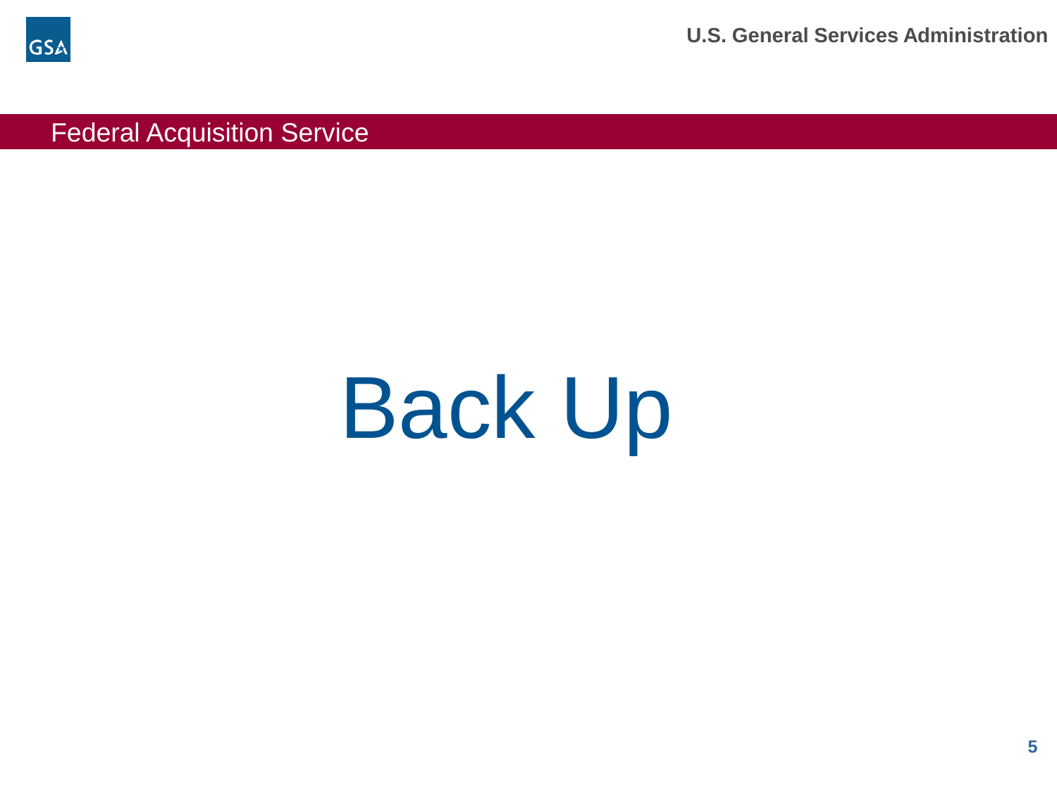Federal Acquisition Service

# Back Up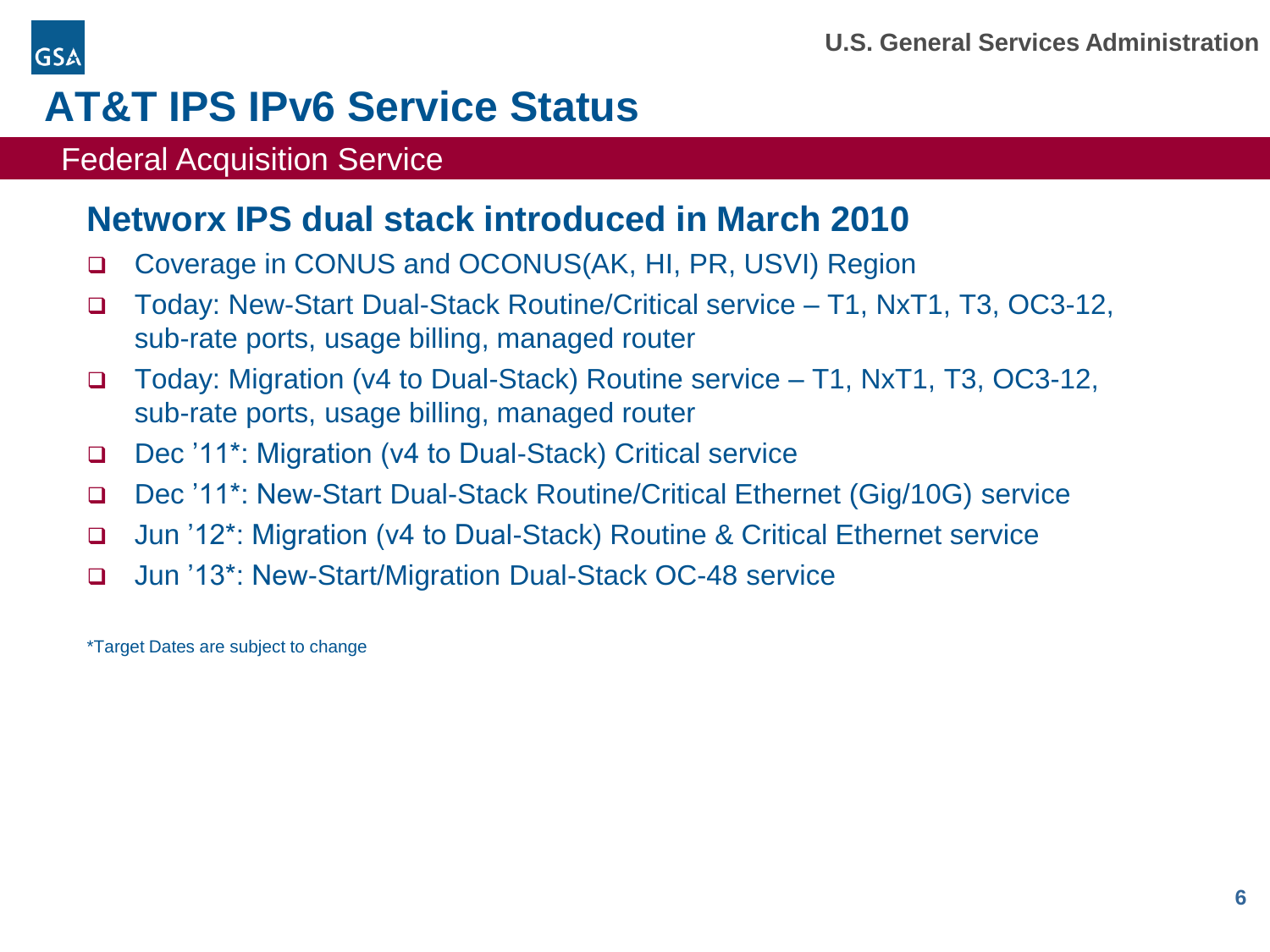# AT&T IPS IPv6 Service Status

Federal Acquisition Service

## Networx IPS dual stack introduced in March 2010

- Coverage in CONUS and OCONUS(AK, HI, PR, USVI) Region
- Today: New-Start Dual-Stack Routine/Critical service – T1, NxT1, T3, OC3-12, sub-rate ports, usage billing, managed router
- Today: Migration (v4 to Dual-Stack) Routine service – T1, NxT1, T3, OC3-12, sub-rate ports, usage billing, managed router
- Dec '11*: Migration (v4 to Dual-Stack) Critical service
- Dec '11*: New-Start Dual-Stack Routine/Critical Ethernet (Gig/10G) service
- Jun '12*: Migration (v4 to Dual-Stack) Routine & Critical Ethernet service
- Jun '13*: New-Start/Migration Dual-Stack OC-48 service

*Target Dates are subject to change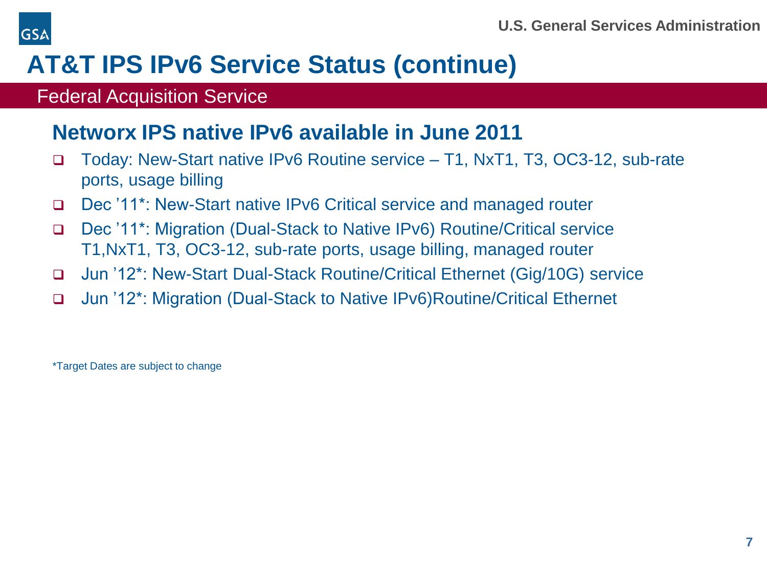# AT&T IPS IPv6 Service Status (continue)

Federal Acquisition Service

## Networx IPS native IPv6 available in June 2011

- Today: New-Start native IPv6 Routine service – T1, NxT1, T3, OC3-12, sub-rate ports, usage billing
- Dec ’11*: New-Start native IPv6 Critical service and managed router
- Dec ’11*: Migration (Dual-Stack to Native IPv6) Routine/Critical service T1,NxT1, T3, OC3-12, sub-rate ports, usage billing, managed router
- Jun ’12*: New-Start Dual-Stack Routine/Critical Ethernet (Gig/10G) service
- Jun ’12*: Migration (Dual-Stack to Native IPv6)Routine/Critical Ethernet

*Target Dates are subject to change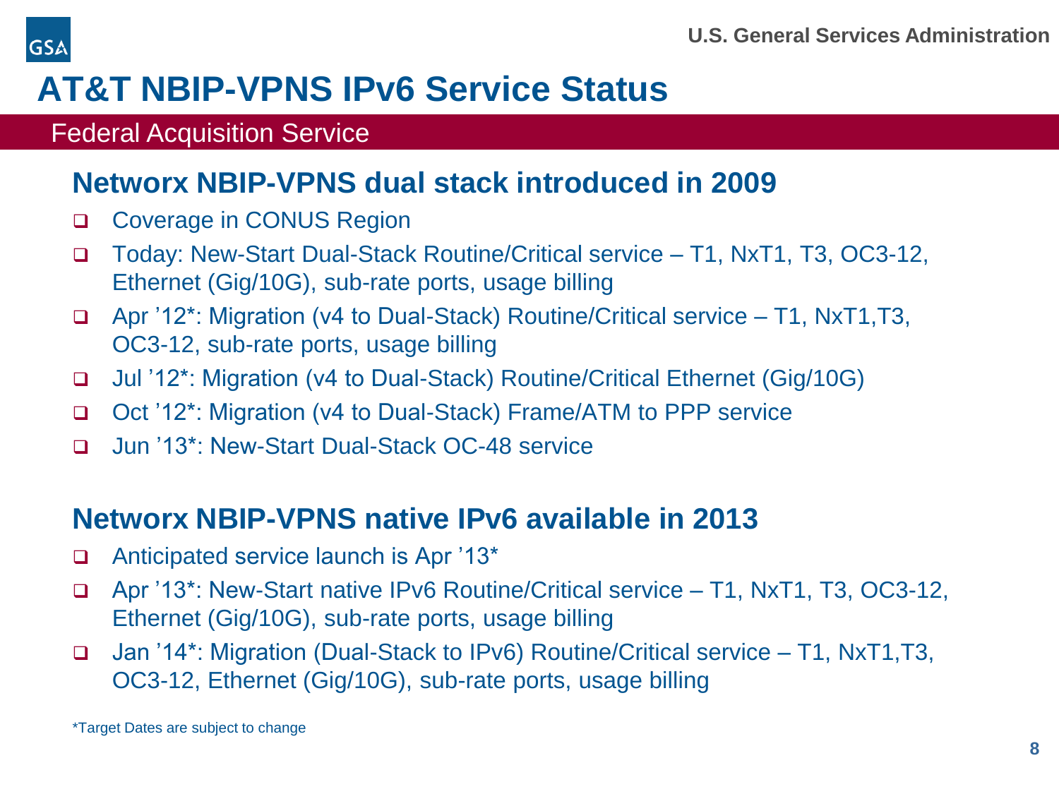# AT&T NBIP-VPNS IPv6 Service Status

Federal Acquisition Service

## Networx NBIP-VPNS dual stack introduced in 2009

- Coverage in CONUS Region
- Today: New-Start Dual-Stack Routine/Critical service – T1, NxT1, T3, OC3-12, Ethernet (Gig/10G), sub-rate ports, usage billing
- Apr ’12*: Migration (v4 to Dual-Stack) Routine/Critical service – T1, NxT1,T3, OC3-12, sub-rate ports, usage billing
- Jul ’12*: Migration (v4 to Dual-Stack) Routine/Critical Ethernet (Gig/10G)
- Oct ’12*: Migration (v4 to Dual-Stack) Frame/ATM to PPP service
- Jun ’13*: New-Start Dual-Stack OC-48 service

## Networx NBIP-VPNS native IPv6 available in 2013

- Anticipated service launch is Apr ’13*
- Apr ’13*: New-Start native IPv6 Routine/Critical service – T1, NxT1, T3, OC3-12, Ethernet (Gig/10G), sub-rate ports, usage billing
- Jan ’14*: Migration (Dual-Stack to IPv6) Routine/Critical service – T1, NxT1,T3, OC3-12, Ethernet (Gig/10G), sub-rate ports, usage billing

*Target Dates are subject to change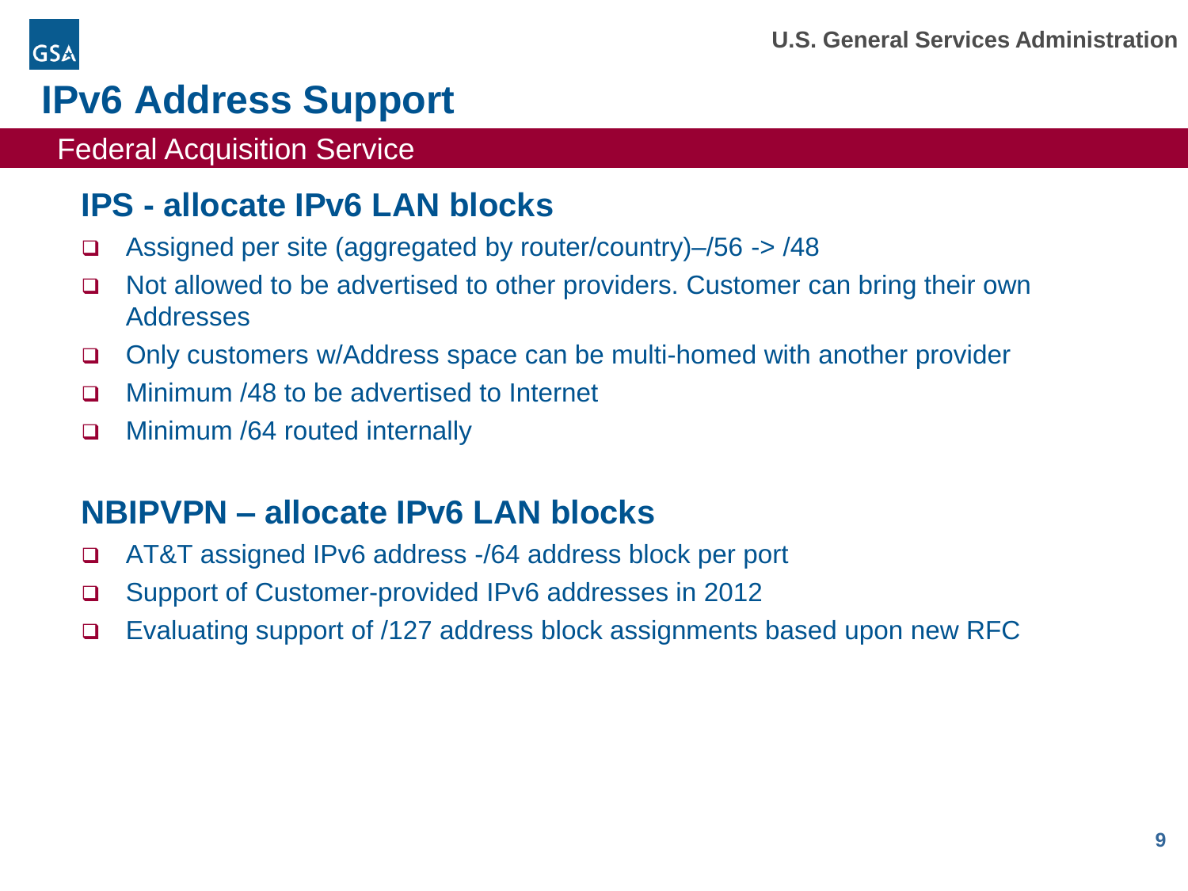# IPv6 Address Support

Federal Acquisition Service

## IPS - allocate IPv6 LAN blocks

- Assigned per site (aggregated by router/country)–/56 -> /48
- Not allowed to be advertised to other providers. Customer can bring their own Addresses
- Only customers w/Address space can be multi-homed with another provider
- Minimum /48 to be advertised to Internet
- Minimum /64 routed internally

## NBIPVPN – allocate IPv6 LAN blocks

- AT&T assigned IPv6 address -/64 address block per port
- Support of Customer-provided IPv6 addresses in 2012
- Evaluating support of /127 address block assignments based upon new RFC